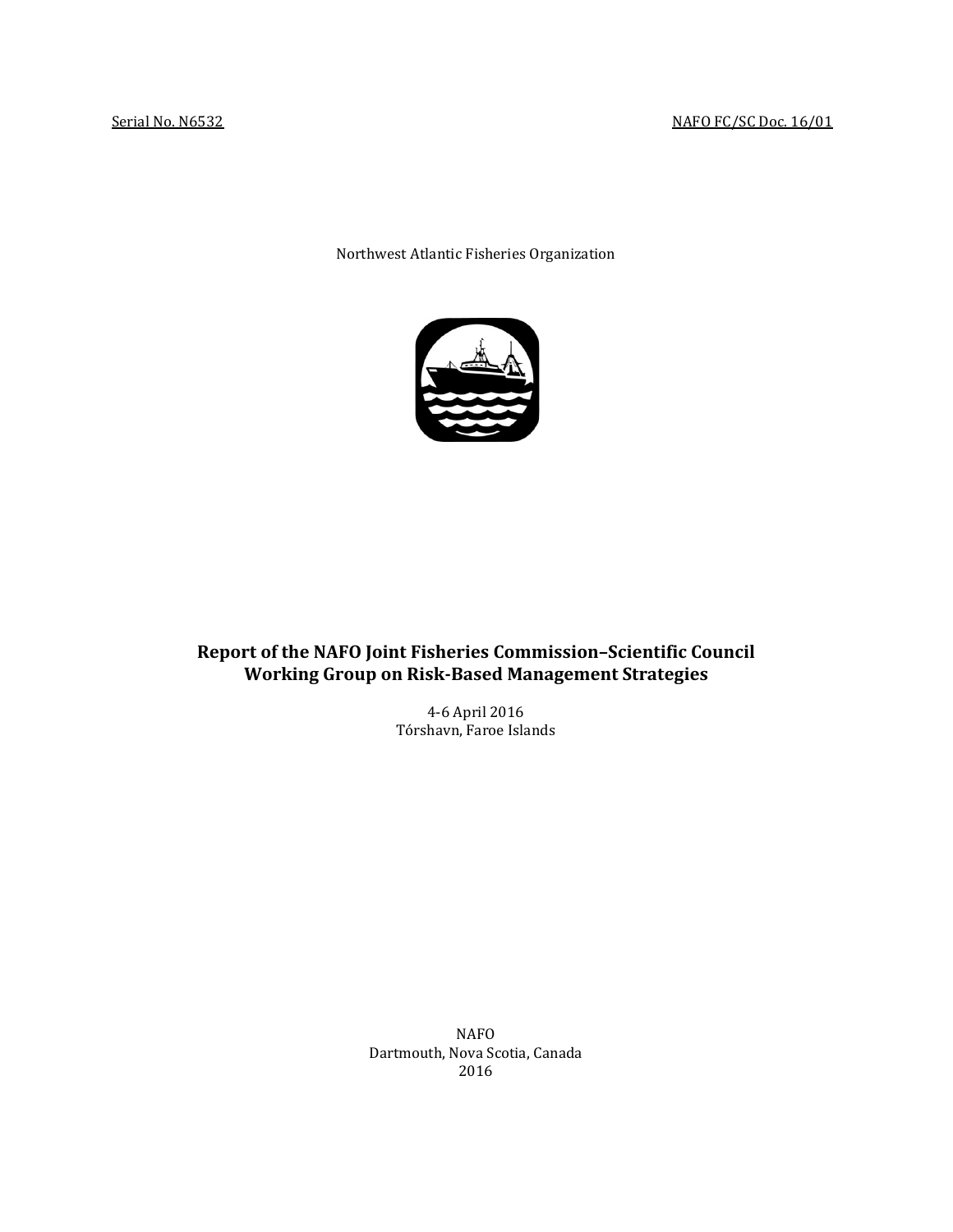Serial No. N6532 NAFO FC/SC Doc. 16/01

Northwest Atlantic Fisheries Organization

# Report of the NAFO Joint Fisheries Commission–Scientific Council Working Group on Risk-Based Management Strategies

4-6 April 2016
Tórshavn, Faroe Islands

NAFO
Dartmouth, Nova Scotia, Canada
2016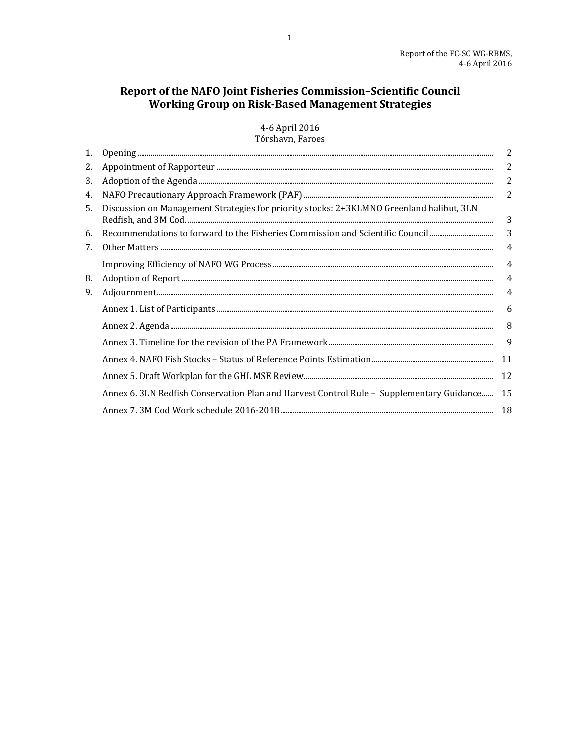# Report of the NAFO Joint Fisheries Commission–Scientific Council Working Group on Risk-Based Management Strategies

4-6 April 2016
Tórshavn, Faroes

| | | |
|---|---|---|
| 1. | Opening | 2 |
| 2. | Appointment of Rapporteur | 2 |
| 3. | Adoption of the Agenda | 2 |
| 4. | NAFO Precautionary Approach Framework (PAF) | 2 |
| 5. | Discussion on Management Strategies for priority stocks: 2+3KLMNO Greenland halibut, 3LN Redfish, and 3M Cod | 3 |
| 6. | Recommendations to forward to the Fisheries Commission and Scientific Council | 3 |
| 7. | Other Matters | 4 |
| | Improving Efficiency of NAFO WG Process | 4 |
| 8. | Adoption of Report | 4 |
| 9. | Adjournment | 4 |
| | Annex 1. List of Participants | 6 |
| | Annex 2. Agenda | 8 |
| | Annex 3. Timeline for the revision of the PA Framework | 9 |
| | Annex 4. NAFO Fish Stocks – Status of Reference Points Estimation | 11 |
| | Annex 5. Draft Workplan for the GHL MSE Review | 12 |
| | Annex 6. 3LN Redfish Conservation Plan and Harvest Control Rule – Supplementary Guidance | 15 |
| | Annex 7. 3M Cod Work schedule 2016-2018 | 18 |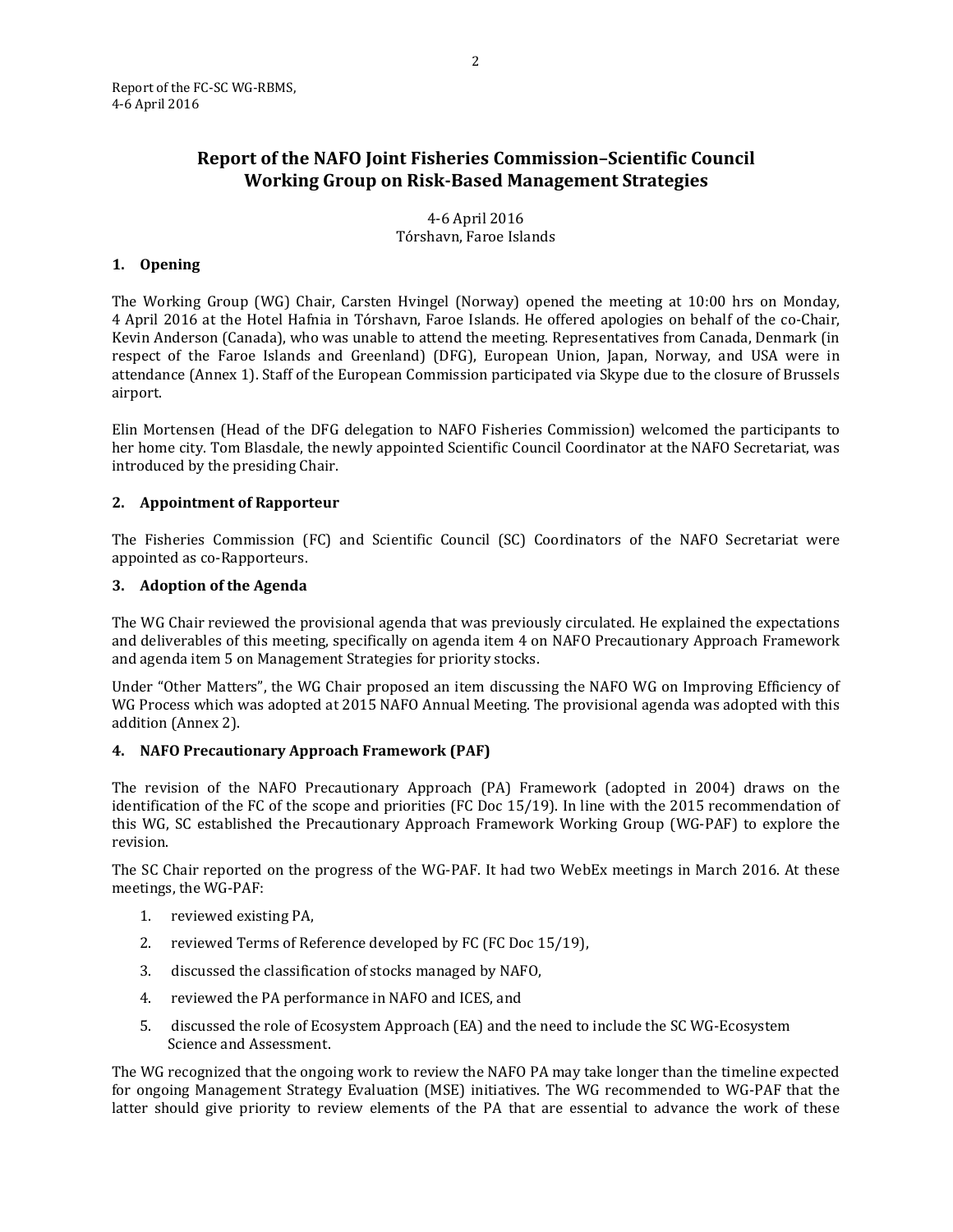# Report of the NAFO Joint Fisheries Commission–Scientific Council Working Group on Risk-Based Management Strategies

4-6 April 2016
Tórshavn, Faroe Islands

## 1. Opening

The Working Group (WG) Chair, Carsten Hvingel (Norway) opened the meeting at 10:00 hrs on Monday, 4 April 2016 at the Hotel Hafnia in Tórshavn, Faroe Islands. He offered apologies on behalf of the co-Chair, Kevin Anderson (Canada), who was unable to attend the meeting. Representatives from Canada, Denmark (in respect of the Faroe Islands and Greenland) (DFG), European Union, Japan, Norway, and USA were in attendance (Annex 1). Staff of the European Commission participated via Skype due to the closure of Brussels airport.

Elin Mortensen (Head of the DFG delegation to NAFO Fisheries Commission) welcomed the participants to her home city. Tom Blasdale, the newly appointed Scientific Council Coordinator at the NAFO Secretariat, was introduced by the presiding Chair.

## 2. Appointment of Rapporteur

The Fisheries Commission (FC) and Scientific Council (SC) Coordinators of the NAFO Secretariat were appointed as co-Rapporteurs.

## 3. Adoption of the Agenda

The WG Chair reviewed the provisional agenda that was previously circulated. He explained the expectations and deliverables of this meeting, specifically on agenda item 4 on NAFO Precautionary Approach Framework and agenda item 5 on Management Strategies for priority stocks.

Under "Other Matters", the WG Chair proposed an item discussing the NAFO WG on Improving Efficiency of WG Process which was adopted at 2015 NAFO Annual Meeting. The provisional agenda was adopted with this addition (Annex 2).

## 4. NAFO Precautionary Approach Framework (PAF)

The revision of the NAFO Precautionary Approach (PA) Framework (adopted in 2004) draws on the identification of the FC of the scope and priorities (FC Doc 15/19). In line with the 2015 recommendation of this WG, SC established the Precautionary Approach Framework Working Group (WG-PAF) to explore the revision.

The SC Chair reported on the progress of the WG-PAF. It had two WebEx meetings in March 2016. At these meetings, the WG-PAF:

1. reviewed existing PA,
2. reviewed Terms of Reference developed by FC (FC Doc 15/19),
3. discussed the classification of stocks managed by NAFO,
4. reviewed the PA performance in NAFO and ICES, and
5. discussed the role of Ecosystem Approach (EA) and the need to include the SC WG-Ecosystem Science and Assessment.

The WG recognized that the ongoing work to review the NAFO PA may take longer than the timeline expected for ongoing Management Strategy Evaluation (MSE) initiatives. The WG recommended to WG-PAF that the latter should give priority to review elements of the PA that are essential to advance the work of these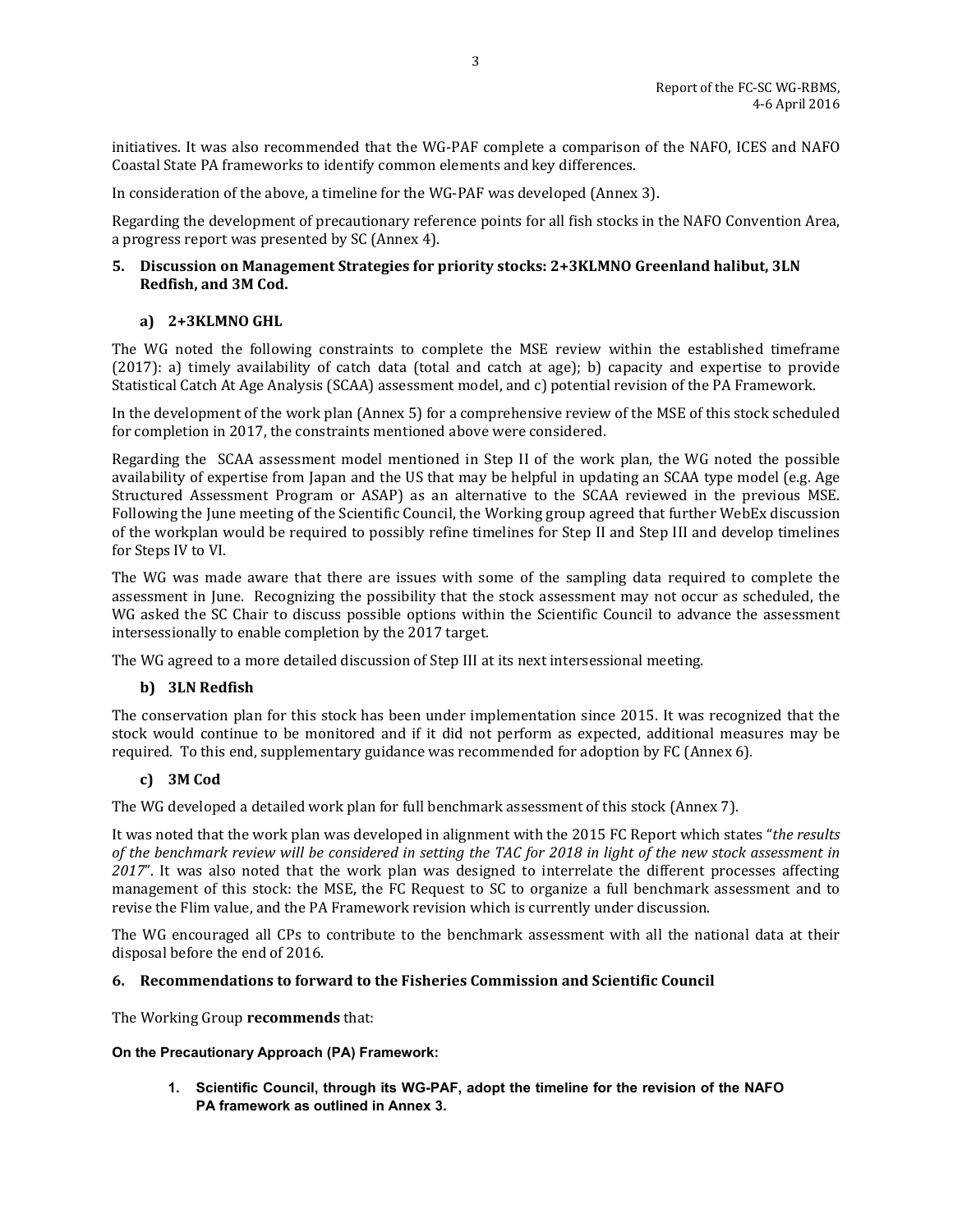initiatives. It was also recommended that the WG-PAF complete a comparison of the NAFO, ICES and NAFO Coastal State PA frameworks to identify common elements and key differences.

In consideration of the above, a timeline for the WG-PAF was developed (Annex 3).

Regarding the development of precautionary reference points for all fish stocks in the NAFO Convention Area, a progress report was presented by SC (Annex 4).

## 5. Discussion on Management Strategies for priority stocks: 2+3KLMNO Greenland halibut, 3LN Redfish, and 3M Cod.

### a) 2+3KLMNO GHL

The WG noted the following constraints to complete the MSE review within the established timeframe (2017): a) timely availability of catch data (total and catch at age); b) capacity and expertise to provide Statistical Catch At Age Analysis (SCAA) assessment model, and c) potential revision of the PA Framework.

In the development of the work plan (Annex 5) for a comprehensive review of the MSE of this stock scheduled for completion in 2017, the constraints mentioned above were considered.

Regarding the SCAA assessment model mentioned in Step II of the work plan, the WG noted the possible availability of expertise from Japan and the US that may be helpful in updating an SCAA type model (e.g. Age Structured Assessment Program or ASAP) as an alternative to the SCAA reviewed in the previous MSE. Following the June meeting of the Scientific Council, the Working group agreed that further WebEx discussion of the workplan would be required to possibly refine timelines for Step II and Step III and develop timelines for Steps IV to VI.

The WG was made aware that there are issues with some of the sampling data required to complete the assessment in June. Recognizing the possibility that the stock assessment may not occur as scheduled, the WG asked the SC Chair to discuss possible options within the Scientific Council to advance the assessment intersessionally to enable completion by the 2017 target.

The WG agreed to a more detailed discussion of Step III at its next intersessional meeting.

### b) 3LN Redfish

The conservation plan for this stock has been under implementation since 2015. It was recognized that the stock would continue to be monitored and if it did not perform as expected, additional measures may be required. To this end, supplementary guidance was recommended for adoption by FC (Annex 6).

### c) 3M Cod

The WG developed a detailed work plan for full benchmark assessment of this stock (Annex 7).

It was noted that the work plan was developed in alignment with the 2015 FC Report which states "*the results of the benchmark review will be considered in setting the TAC for 2018 in light of the new stock assessment in 2017*". It was also noted that the work plan was designed to interrelate the different processes affecting management of this stock: the MSE, the FC Request to SC to organize a full benchmark assessment and to revise the Flim value, and the PA Framework revision which is currently under discussion.

The WG encouraged all CPs to contribute to the benchmark assessment with all the national data at their disposal before the end of 2016.

## 6. Recommendations to forward to the Fisheries Commission and Scientific Council

The Working Group **recommends** that:

**On the Precautionary Approach (PA) Framework:**

1. **Scientific Council, through its WG-PAF, adopt the timeline for the revision of the NAFO PA framework as outlined in Annex 3.**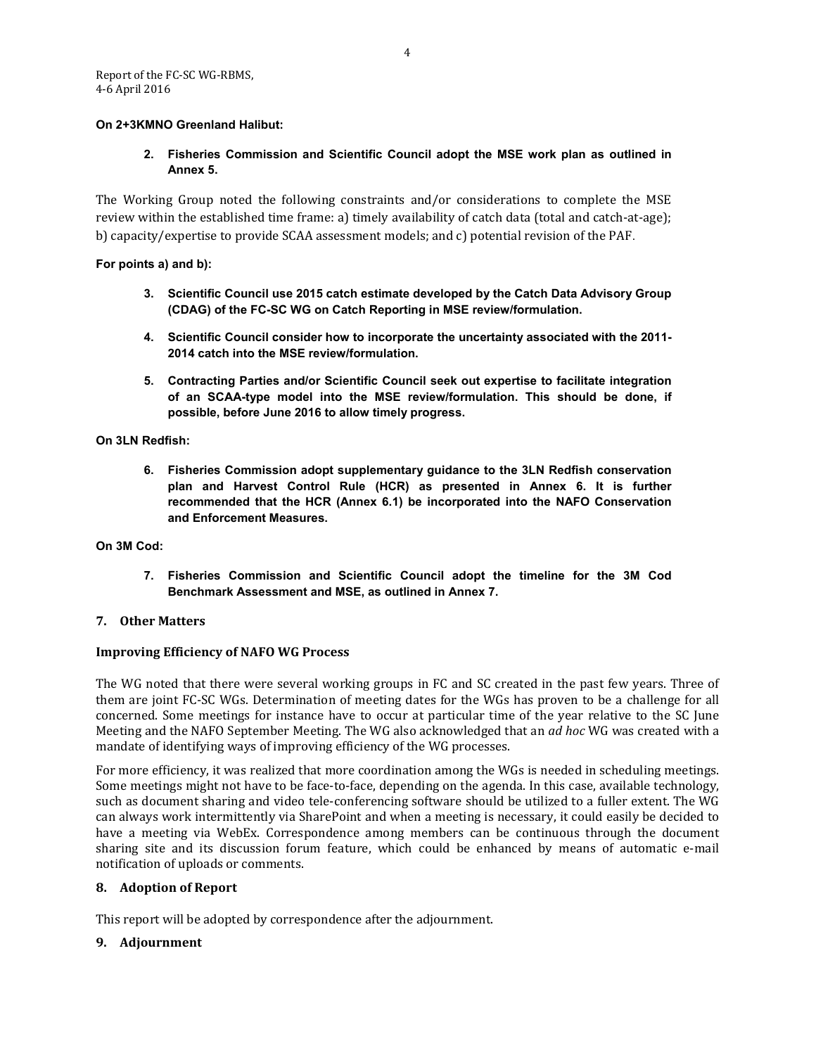**On 2+3KMNO Greenland Halibut:**

2. **Fisheries Commission and Scientific Council adopt the MSE work plan as outlined in Annex 5.**

The Working Group noted the following constraints and/or considerations to complete the MSE review within the established time frame: a) timely availability of catch data (total and catch-at-age); b) capacity/expertise to provide SCAA assessment models; and c) potential revision of the PAF.

**For points a) and b):**

3. **Scientific Council use 2015 catch estimate developed by the Catch Data Advisory Group (CDAG) of the FC-SC WG on Catch Reporting in MSE review/formulation.**

4. **Scientific Council consider how to incorporate the uncertainty associated with the 2011-2014 catch into the MSE review/formulation.**

5. **Contracting Parties and/or Scientific Council seek out expertise to facilitate integration of an SCAA-type model into the MSE review/formulation. This should be done, if possible, before June 2016 to allow timely progress.**

**On 3LN Redfish:**

6. **Fisheries Commission adopt supplementary guidance to the 3LN Redfish conservation plan and Harvest Control Rule (HCR) as presented in Annex 6. It is further recommended that the HCR (Annex 6.1) be incorporated into the NAFO Conservation and Enforcement Measures.**

**On 3M Cod:**

7. **Fisheries Commission and Scientific Council adopt the timeline for the 3M Cod Benchmark Assessment and MSE, as outlined in Annex 7.**

## 7. Other Matters

### Improving Efficiency of NAFO WG Process

The WG noted that there were several working groups in FC and SC created in the past few years. Three of them are joint FC-SC WGs. Determination of meeting dates for the WGs has proven to be a challenge for all concerned. Some meetings for instance have to occur at particular time of the year relative to the SC June Meeting and the NAFO September Meeting. The WG also acknowledged that an *ad hoc* WG was created with a mandate of identifying ways of improving efficiency of the WG processes.

For more efficiency, it was realized that more coordination among the WGs is needed in scheduling meetings. Some meetings might not have to be face-to-face, depending on the agenda. In this case, available technology, such as document sharing and video tele-conferencing software should be utilized to a fuller extent. The WG can always work intermittently via SharePoint and when a meeting is necessary, it could easily be decided to have a meeting via WebEx. Correspondence among members can be continuous through the document sharing site and its discussion forum feature, which could be enhanced by means of automatic e-mail notification of uploads or comments.

## 8. Adoption of Report

This report will be adopted by correspondence after the adjournment.

## 9. Adjournment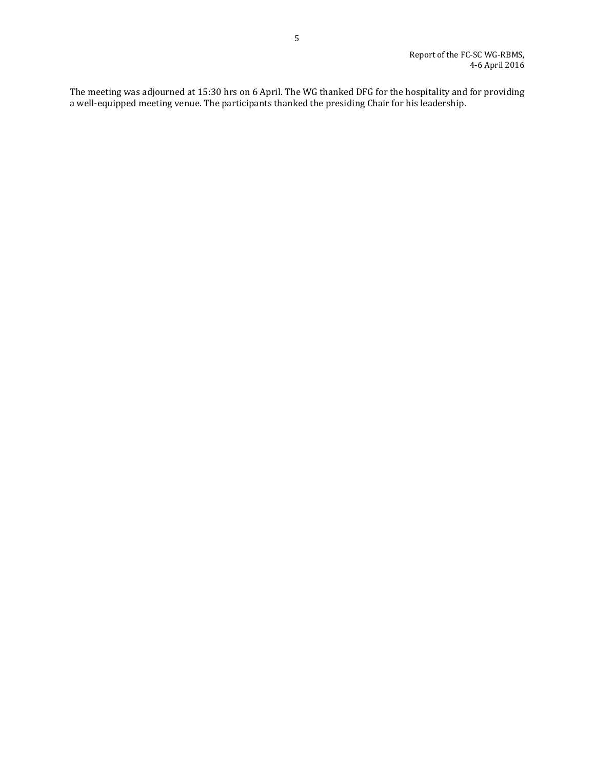The meeting was adjourned at 15:30 hrs on 6 April. The WG thanked DFG for the hospitality and for providing a well-equipped meeting venue. The participants thanked the presiding Chair for his leadership.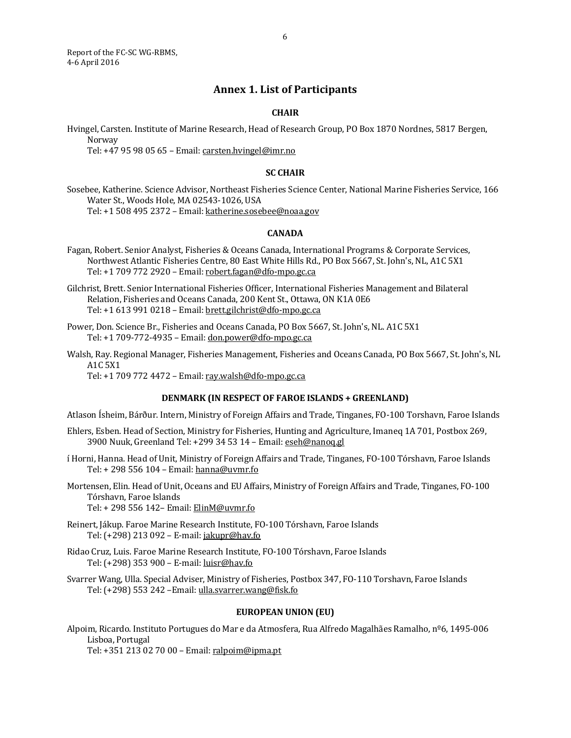## Annex 1. List of Participants

### CHAIR

Hvingel, Carsten. Institute of Marine Research, Head of Research Group, PO Box 1870 Nordnes, 5817 Bergen, Norway
Tel: +47 95 98 05 65 – Email: carsten.hvingel@imr.no

### SC CHAIR

Sosebee, Katherine. Science Advisor, Northeast Fisheries Science Center, National Marine Fisheries Service, 166 Water St., Woods Hole, MA 02543-1026, USA
Tel: +1 508 495 2372 – Email: katherine.sosebee@noaa.gov

### CANADA

Fagan, Robert. Senior Analyst, Fisheries & Oceans Canada, International Programs & Corporate Services, Northwest Atlantic Fisheries Centre, 80 East White Hills Rd., PO Box 5667, St. John's, NL, A1C 5X1
Tel: +1 709 772 2920 – Email: robert.fagan@dfo-mpo.gc.ca

Gilchrist, Brett. Senior International Fisheries Officer, International Fisheries Management and Bilateral Relation, Fisheries and Oceans Canada, 200 Kent St., Ottawa, ON K1A 0E6
Tel: +1 613 991 0218 – Email: brett.gilchrist@dfo-mpo.gc.ca

Power, Don. Science Br., Fisheries and Oceans Canada, PO Box 5667, St. John's, NL. A1C 5X1
Tel: +1 709-772-4935 – Email: don.power@dfo-mpo.gc.ca

Walsh, Ray. Regional Manager, Fisheries Management, Fisheries and Oceans Canada, PO Box 5667, St. John's, NL A1C 5X1
Tel: +1 709 772 4472 – Email: ray.walsh@dfo-mpo.gc.ca

### DENMARK (IN RESPECT OF FAROE ISLANDS + GREENLAND)

Atlason Ísheim, Bárður. Intern, Ministry of Foreign Affairs and Trade, Tinganes, FO-100 Torshavn, Faroe Islands

Ehlers, Esben. Head of Section, Ministry for Fisheries, Hunting and Agriculture, Imaneq 1A 701, Postbox 269, 3900 Nuuk, Greenland Tel: +299 34 53 14 – Email: eseh@nanoq.gl

í Horni, Hanna. Head of Unit, Ministry of Foreign Affairs and Trade, Tinganes, FO-100 Tórshavn, Faroe Islands
Tel: + 298 556 104 – Email: hanna@uvmr.fo

Mortensen, Elin. Head of Unit, Oceans and EU Affairs, Ministry of Foreign Affairs and Trade, Tinganes, FO-100 Tórshavn, Faroe Islands
Tel: + 298 556 142– Email: ElinM@uvmr.fo

Reinert, Jákup. Faroe Marine Research Institute, FO-100 Tórshavn, Faroe Islands
Tel: (+298) 213 092 – E-mail: jakupr@hav.fo

Ridao Cruz, Luis. Faroe Marine Research Institute, FO-100 Tórshavn, Faroe Islands
Tel: (+298) 353 900 – E-mail: luisr@hav.fo

Svarrer Wang, Ulla. Special Adviser, Ministry of Fisheries, Postbox 347, FO-110 Torshavn, Faroe Islands
Tel: (+298) 553 242 –Email: ulla.svarrer.wang@fisk.fo

### EUROPEAN UNION (EU)

Alpoim, Ricardo. Instituto Portugues do Mar e da Atmosfera, Rua Alfredo Magalhães Ramalho, nº6, 1495-006 Lisboa, Portugal
Tel: +351 213 02 70 00 – Email: ralpoim@ipma.pt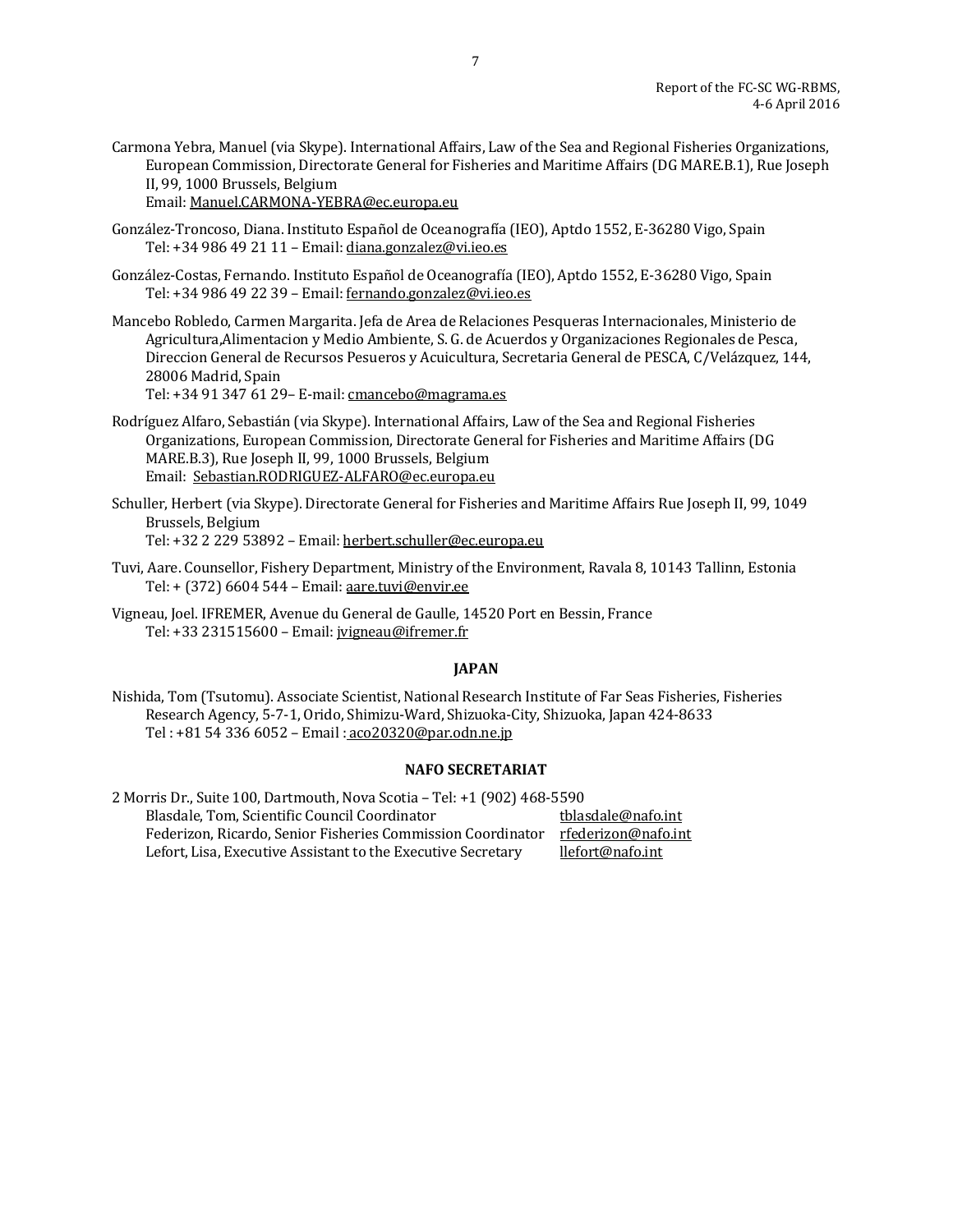Carmona Yebra, Manuel (via Skype). International Affairs, Law of the Sea and Regional Fisheries Organizations, European Commission, Directorate General for Fisheries and Maritime Affairs (DG MARE.B.1), Rue Joseph II, 99, 1000 Brussels, Belgium
Email: Manuel.CARMONA-YEBRA@ec.europa.eu

González-Troncoso, Diana. Instituto Español de Oceanografía (IEO), Aptdo 1552, E-36280 Vigo, Spain
Tel: +34 986 49 21 11 – Email: diana.gonzalez@vi.ieo.es

González-Costas, Fernando. Instituto Español de Oceanografía (IEO), Aptdo 1552, E-36280 Vigo, Spain
Tel: +34 986 49 22 39 – Email: fernando.gonzalez@vi.ieo.es

Mancebo Robledo, Carmen Margarita. Jefa de Area de Relaciones Pesqueras Internacionales, Ministerio de Agricultura,Alimentacion y Medio Ambiente, S. G. de Acuerdos y Organizaciones Regionales de Pesca, Direccion General de Recursos Pesueros y Acuicultura, Secretaria General de PESCA, C/Velázquez, 144, 28006 Madrid, Spain
Tel: +34 91 347 61 29– E-mail: cmancebo@magrama.es

Rodríguez Alfaro, Sebastián (via Skype). International Affairs, Law of the Sea and Regional Fisheries Organizations, European Commission, Directorate General for Fisheries and Maritime Affairs (DG MARE.B.3), Rue Joseph II, 99, 1000 Brussels, Belgium
Email: Sebastian.RODRIGUEZ-ALFARO@ec.europa.eu

Schuller, Herbert (via Skype). Directorate General for Fisheries and Maritime Affairs Rue Joseph II, 99, 1049 Brussels, Belgium
Tel: +32 2 229 53892 – Email: herbert.schuller@ec.europa.eu

Tuvi, Aare. Counsellor, Fishery Department, Ministry of the Environment, Ravala 8, 10143 Tallinn, Estonia
Tel: + (372) 6604 544 – Email: aare.tuvi@envir.ee

Vigneau, Joel. IFREMER, Avenue du General de Gaulle, 14520 Port en Bessin, France
Tel: +33 231515600 – Email: jvigneau@ifremer.fr

**JAPAN**

Nishida, Tom (Tsutomu). Associate Scientist, National Research Institute of Far Seas Fisheries, Fisheries Research Agency, 5-7-1, Orido, Shimizu-Ward, Shizuoka-City, Shizuoka, Japan 424-8633
Tel : +81 54 336 6052 – Email : aco20320@par.odn.ne.jp

**NAFO SECRETARIAT**

2 Morris Dr., Suite 100, Dartmouth, Nova Scotia – Tel: +1 (902) 468-5590

| | |
|---|---|
| Blasdale, Tom, Scientific Council Coordinator | tblasdale@nafo.int |
| Federizon, Ricardo, Senior Fisheries Commission Coordinator | rfederizon@nafo.int |
| Lefort, Lisa, Executive Assistant to the Executive Secretary | llefort@nafo.int |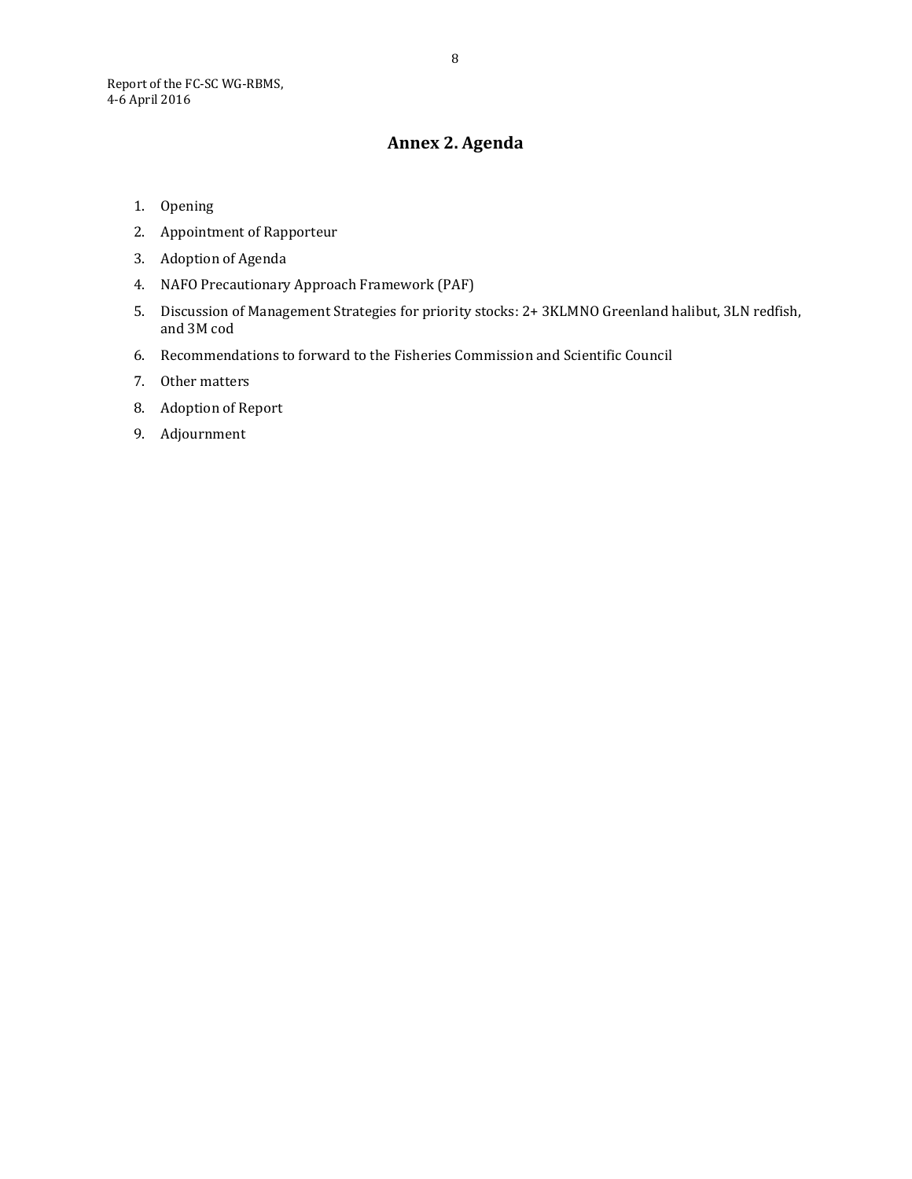## Annex 2. Agenda

1. Opening
2. Appointment of Rapporteur
3. Adoption of Agenda
4. NAFO Precautionary Approach Framework (PAF)
5. Discussion of Management Strategies for priority stocks: 2+ 3KLMNO Greenland halibut, 3LN redfish, and 3M cod
6. Recommendations to forward to the Fisheries Commission and Scientific Council
7. Other matters
8. Adoption of Report
9. Adjournment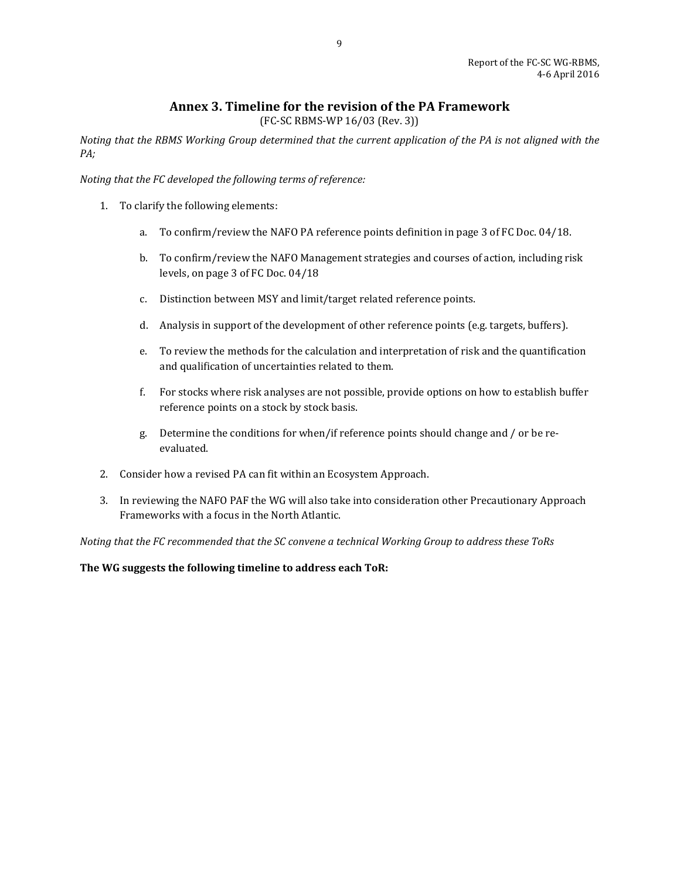## Annex 3. Timeline for the revision of the PA Framework

(FC-SC RBMS-WP 16/03 (Rev. 3))

*Noting that the RBMS Working Group determined that the current application of the PA is not aligned with the PA;*

*Noting that the FC developed the following terms of reference:*

1. To clarify the following elements:

    a. To confirm/review the NAFO PA reference points definition in page 3 of FC Doc. 04/18.

    b. To confirm/review the NAFO Management strategies and courses of action, including risk levels, on page 3 of FC Doc. 04/18

    c. Distinction between MSY and limit/target related reference points.

    d. Analysis in support of the development of other reference points (e.g. targets, buffers).

    e. To review the methods for the calculation and interpretation of risk and the quantification and qualification of uncertainties related to them.

    f. For stocks where risk analyses are not possible, provide options on how to establish buffer reference points on a stock by stock basis.

    g. Determine the conditions for when/if reference points should change and / or be re-evaluated.

2. Consider how a revised PA can fit within an Ecosystem Approach.

3. In reviewing the NAFO PAF the WG will also take into consideration other Precautionary Approach Frameworks with a focus in the North Atlantic.

*Noting that the FC recommended that the SC convene a technical Working Group to address these ToRs*

**The WG suggests the following timeline to address each ToR:**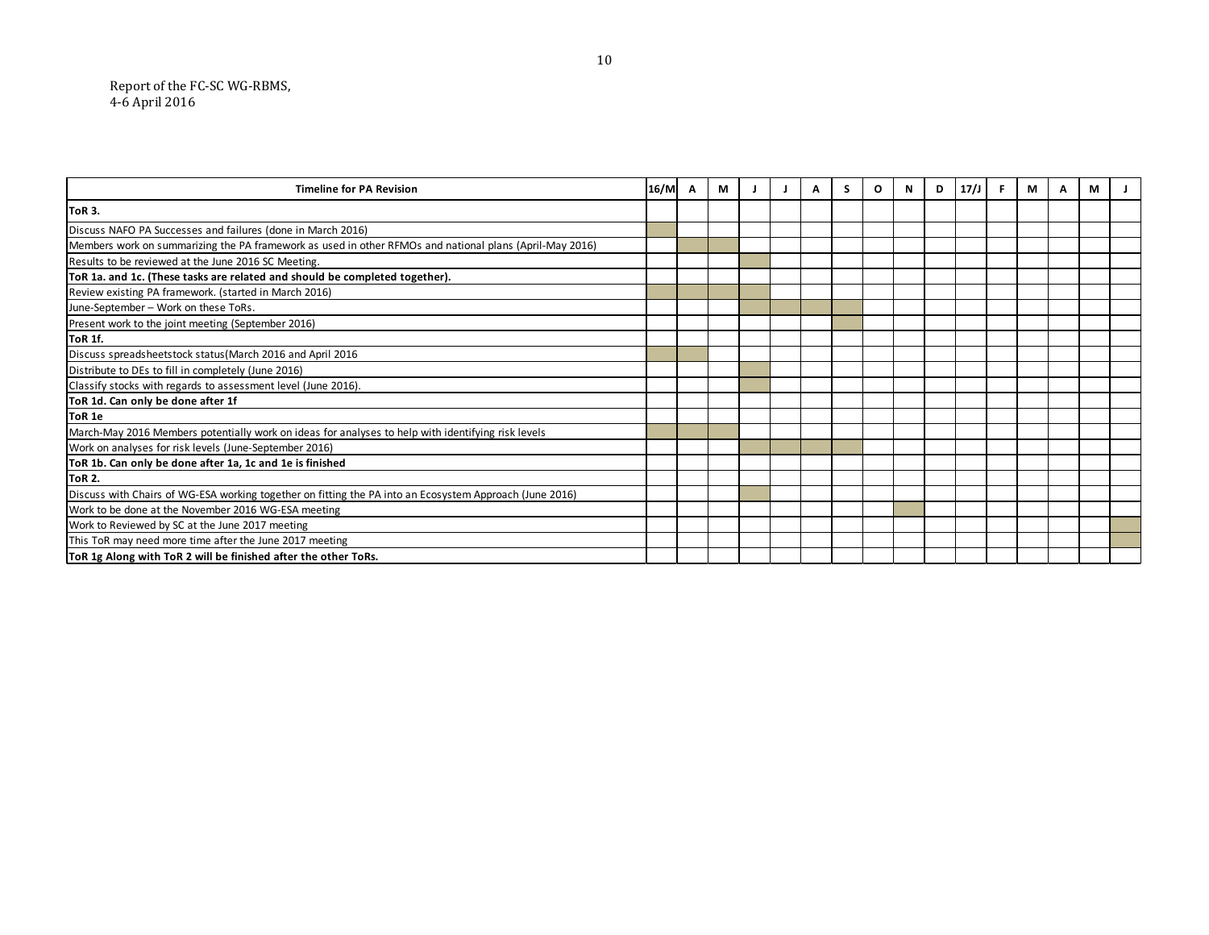| **Timeline for PA Revision** | **16/M** | **A** | **M** | **J** | **J** | **A** | **S** | **O** | **N** | **D** | **17/J** | **F** | **M** | **A** | **M** | **J** |
|---|---|---|---|---|---|---|---|---|---|---|---|---|---|---|---|---|
| **ToR 3.** | | | | | | | | | | | | | | | | |
| Discuss NAFO PA Successes and failures (done in March 2016) | X | | | | | | | | | | | | | | | |
| Members work on summarizing the PA framework as used in other RFMOs and national plans (April-May 2016) | | X | X | | | | | | | | | | | | | |
| Results to be reviewed at the June 2016 SC Meeting. | | | | X | | | | | | | | | | | | |
| **ToR 1a. and 1c. (These tasks are related and should be completed together).** | | | | | | | | | | | | | | | | |
| Review existing PA framework. (started in March 2016) | X | X | X | X | | | | | | | | | | | | |
| June-September – Work on these ToRs. | | | | X | X | X | X | | | | | | | | | |
| Present work to the joint meeting (September 2016) | | | | | | | X | | | | | | | | | |
| **ToR 1f.** | | | | | | | | | | | | | | | | |
| Discuss spreadsheetstock status(March 2016 and April 2016 | X | X | | | | | | | | | | | | | | |
| Distribute to DEs to fill in completely (June 2016) | | | | X | | | | | | | | | | | | |
| Classify stocks with regards to assessment level (June 2016). | | | | X | | | | | | | | | | | | |
| **ToR 1d. Can only be done after 1f** | | | | | | | | | | | | | | | | |
| **ToR 1e** | | | | | | | | | | | | | | | | |
| March-May 2016 Members potentially work on ideas for analyses to help with identifying risk levels | X | X | X | | | | | | | | | | | | | |
| Work on analyses for risk levels (June-September 2016) | | | | X | X | X | X | | | | | | | | | |
| **ToR 1b. Can only be done after 1a, 1c and 1e is finished** | | | | | | | | | | | | | | | | |
| **ToR 2.** | | | | | | | | | | | | | | | | |
| Discuss with Chairs of WG-ESA working together on fitting the PA into an Ecosystem Approach (June 2016) | | | | X | | | | | | | | | | | | |
| Work to be done at the November 2016 WG-ESA meeting | | | | | | | | | X | | | | | | | |
| Work to Reviewed by SC at the June 2017 meeting | | | | | | | | | | | | | | | | X |
| This ToR may need more time after the June 2017 meeting | | | | | | | | | | | | | | | | X |
| **ToR 1g Along with ToR 2 will be finished after the other ToRs.** | | | | | | | | | | | | | | | | |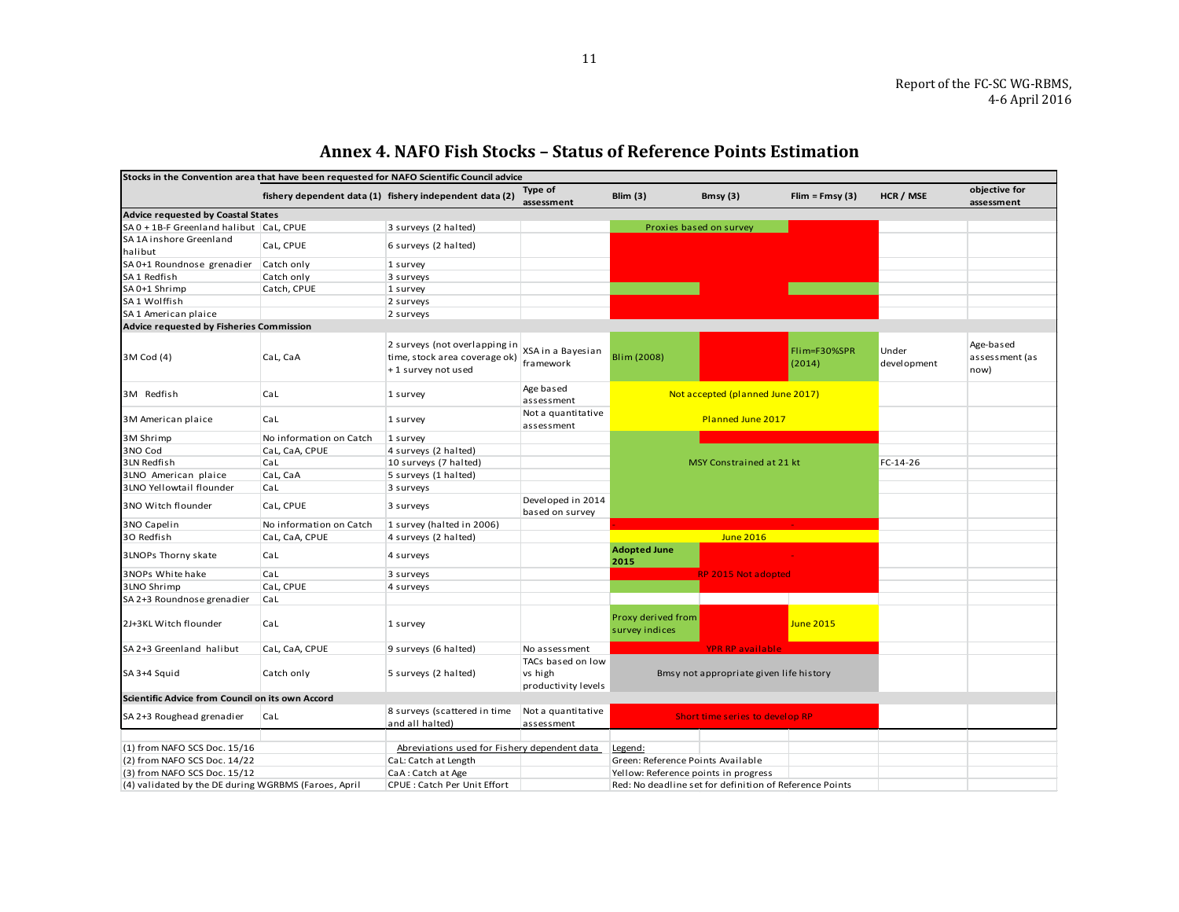# Annex 4. NAFO Fish Stocks – Status of Reference Points Estimation

| Stocks in the Convention area that have been requested for NAFO Scientific Council advice | | | | | | | | |
|---|---|---|---|---|---|---|---|---|
| | fishery dependent data (1) | fishery independent data (2) | Type of assessment | Blim (3) | Bmsy (3) | Flim = Fmsy (3) | HCR / MSE | objective for assessment |
| **Advice requested by Coastal States** | | | | | | | | |
| SA 0 + 1B-F Greenland halibut | CaL, CPUE | 3 surveys (2 halted) | | Proxies based on survey | | | | |
| SA 1A inshore Greenland halibut | CaL, CPUE | 6 surveys (2 halted) | | | | | | |
| SA 0+1 Roundnose grenadier | Catch only | 1 survey | | | | | | |
| SA 1 Redfish | Catch only | 3 surveys | | | | | | |
| SA 0+1 Shrimp | Catch, CPUE | 1 survey | | | | | | |
| SA 1 Wolffish | | 2 surveys | | | | | | |
| SA 1 American plaice | | 2 surveys | | | | | | |
| **Advice requested by Fisheries Commission** | | | | | | | | |
| 3M Cod (4) | CaL, CaA | 2 surveys (not overlapping in time, stock area coverage ok) + 1 survey not used | XSA in a Bayesian framework | Blim (2008) | | Flim=F30%SPR (2014) | Under development | Age-based assessment (as now) |
| 3M Redfish | CaL | 1 survey | Age based assessment | Not accepted (planned June 2017) | | | | |
| 3M American plaice | CaL | 1 survey | Not a quantitative assessment | Planned June 2017 | | | | |
| 3M Shrimp | No information on Catch | 1 survey | | | | | | |
| 3NO Cod | CaL, CaA, CPUE | 4 surveys (2 halted) | | | | | | |
| 3LN Redfish | CaL | 10 surveys (7 halted) | | MSY Constrained at 21 kt | | | FC-14-26 | |
| 3LNO American plaice | CaL, CaA | 5 surveys (1 halted) | | | | | | |
| 3LNO Yellowtail flounder | CaL | 3 surveys | | | | | | |
| 3NO Witch flounder | CaL, CPUE | 3 surveys | Developed in 2014 based on survey | | | | | |
| 3NO Capelin | No information on Catch | 1 survey (halted in 2006) | | | | - | | |
| 3O Redfish | CaL, CaA, CPUE | 4 surveys (2 halted) | | June 2016 | | | | |
| 3LNOPs Thorny skate | CaL | 4 surveys | | **Adopted June 2015** | | - | | |
| 3NOPs White hake | CaL | 3 surveys | | RP 2015 Not adopted | | | | |
| 3LNO Shrimp | CaL, CPUE | 4 surveys | | | | | | |
| SA 2+3 Roundnose grenadier | CaL | | | | | | | |
| 2J+3KL Witch flounder | CaL | 1 survey | | Proxy derived from survey indices | | June 2015 | | |
| SA 2+3 Greenland halibut | CaL, CaA, CPUE | 9 surveys (6 halted) | No assessment | YPR RP available | | | | |
| SA 3+4 Squid | Catch only | 5 surveys (2 halted) | TACs based on low vs high productivity levels | Bmsy not appropriate given life history | | | | |
| **Scientific Advice from Council on its own Accord** | | | | | | | | |
| SA 2+3 Roughead grenadier | CaL | 8 surveys (scattered in time and all halted) | Not a quantitative assessment | Short time series to develop RP | | | | |

(1) from NAFO SCS Doc. 15/16
(2) from NAFO SCS Doc. 14/22
(3) from NAFO SCS Doc. 15/12
(4) validated by the DE during WGRBMS (Faroes, April

Abreviations used for Fishery dependent data
CaL: Catch at Length
CaA : Catch at Age
CPUE : Catch Per Unit Effort

Legend:
Green: Reference Points Available
Yellow: Reference points in progress
Red: No deadline set for definition of Reference Points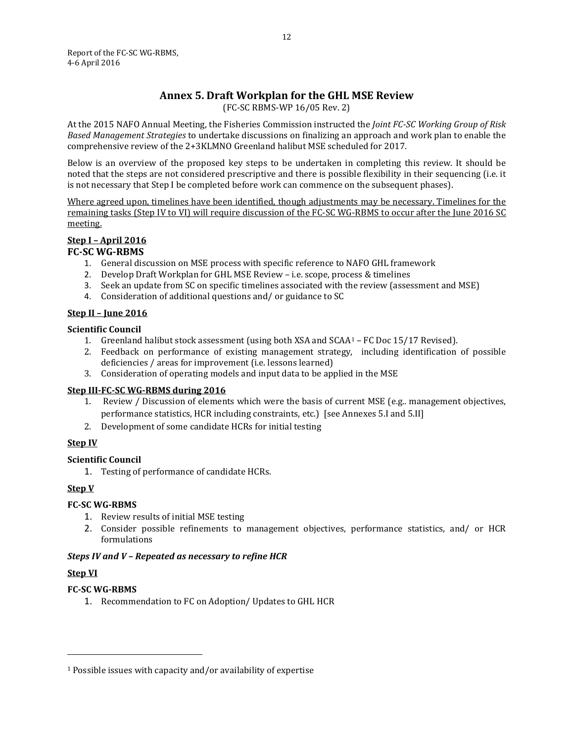## Annex 5. Draft Workplan for the GHL MSE Review

(FC-SC RBMS-WP 16/05 Rev. 2)

At the 2015 NAFO Annual Meeting, the Fisheries Commission instructed the *Joint FC-SC Working Group of Risk Based Management Strategies* to undertake discussions on finalizing an approach and work plan to enable the comprehensive review of the 2+3KLMNO Greenland halibut MSE scheduled for 2017.

Below is an overview of the proposed key steps to be undertaken in completing this review. It should be noted that the steps are not considered prescriptive and there is possible flexibility in their sequencing (i.e. it is not necessary that Step I be completed before work can commence on the subsequent phases).

<u>Where agreed upon, timelines have been identified, though adjustments may be necessary. Timelines for the remaining tasks (Step IV to VI) will require discussion of the FC-SC WG-RBMS to occur after the June 2016 SC meeting.</u>

**<u>Step I – April 2016</u>**

**FC-SC WG-RBMS**

1. General discussion on MSE process with specific reference to NAFO GHL framework
2. Develop Draft Workplan for GHL MSE Review – i.e. scope, process & timelines
3. Seek an update from SC on specific timelines associated with the review (assessment and MSE)
4. Consideration of additional questions and/ or guidance to SC

**<u>Step II – June 2016</u>**

**Scientific Council**

1. Greenland halibut stock assessment (using both XSA and SCAA[1] – FC Doc 15/17 Revised).
2. Feedback on performance of existing management strategy, including identification of possible deficiencies / areas for improvement (i.e. lessons learned)
3. Consideration of operating models and input data to be applied in the MSE

**<u>Step III-FC-SC WG-RBMS during 2016</u>**

1. Review / Discussion of elements which were the basis of current MSE (e.g.. management objectives, performance statistics, HCR including constraints, etc.) [see Annexes 5.I and 5.II]
2. Development of some candidate HCRs for initial testing

**<u>Step IV</u>**

**Scientific Council**

1. Testing of performance of candidate HCRs.

**<u>Step V</u>**

**FC-SC WG-RBMS**

1. Review results of initial MSE testing
2. Consider possible refinements to management objectives, performance statistics, and/ or HCR formulations

***Steps IV and V – Repeated as necessary to refine HCR***

**<u>Step VI</u>**

**FC-SC WG-RBMS**

1. Recommendation to FC on Adoption/ Updates to GHL HCR

---

[1] Possible issues with capacity and/or availability of expertise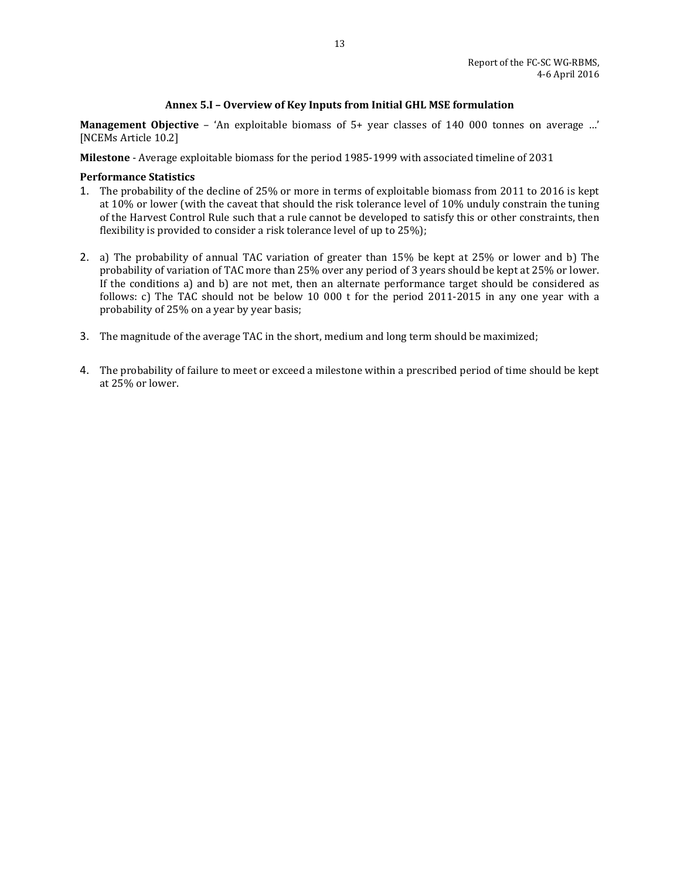### Annex 5.I – Overview of Key Inputs from Initial GHL MSE formulation

**Management Objective** – 'An exploitable biomass of 5+ year classes of 140 000 tonnes on average …' [NCEMs Article 10.2]

**Milestone** - Average exploitable biomass for the period 1985-1999 with associated timeline of 2031

**Performance Statistics**

1. The probability of the decline of 25% or more in terms of exploitable biomass from 2011 to 2016 is kept at 10% or lower (with the caveat that should the risk tolerance level of 10% unduly constrain the tuning of the Harvest Control Rule such that a rule cannot be developed to satisfy this or other constraints, then flexibility is provided to consider a risk tolerance level of up to 25%);

2. a) The probability of annual TAC variation of greater than 15% be kept at 25% or lower and b) The probability of variation of TAC more than 25% over any period of 3 years should be kept at 25% or lower. If the conditions a) and b) are not met, then an alternate performance target should be considered as follows: c) The TAC should not be below 10 000 t for the period 2011-2015 in any one year with a probability of 25% on a year by year basis;

3. The magnitude of the average TAC in the short, medium and long term should be maximized;

4. The probability of failure to meet or exceed a milestone within a prescribed period of time should be kept at 25% or lower.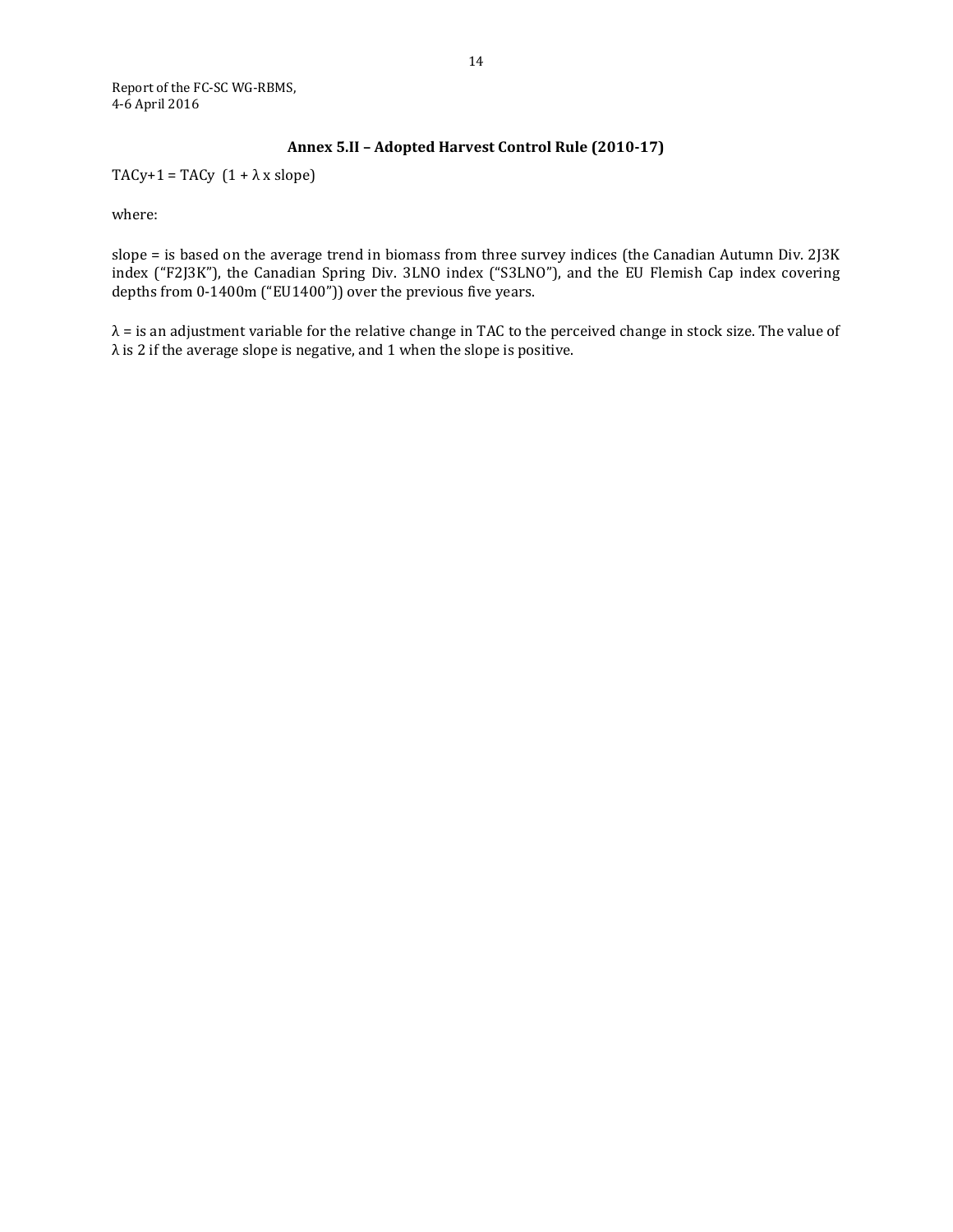## Annex 5.II – Adopted Harvest Control Rule (2010-17)

$TAC_{y+1} = TAC_y \; (1 + \lambda \times slope)$

where:

slope = is based on the average trend in biomass from three survey indices (the Canadian Autumn Div. 2J3K index ("F2J3K"), the Canadian Spring Div. 3LNO index ("S3LNO"), and the EU Flemish Cap index covering depths from 0-1400m ("EU1400")) over the previous five years.

$\lambda$ = is an adjustment variable for the relative change in TAC to the perceived change in stock size. The value of $\lambda$ is 2 if the average slope is negative, and 1 when the slope is positive.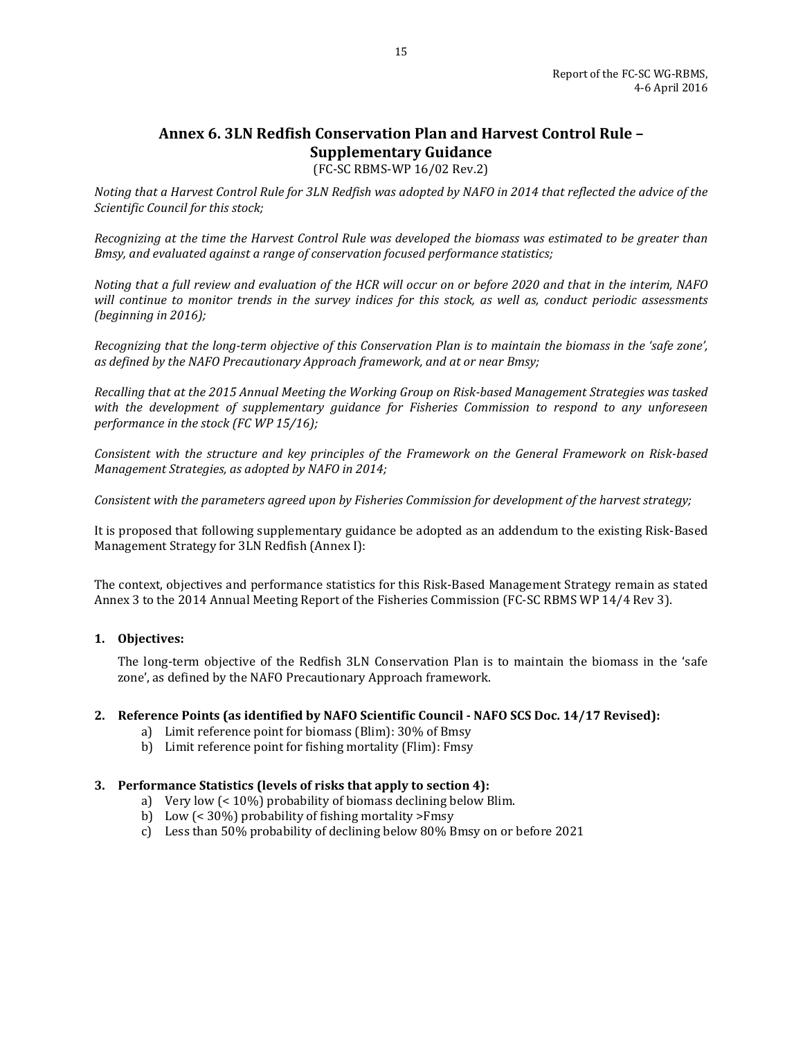## Annex 6. 3LN Redfish Conservation Plan and Harvest Control Rule – Supplementary Guidance

(FC-SC RBMS-WP 16/02 Rev.2)

*Noting that a Harvest Control Rule for 3LN Redfish was adopted by NAFO in 2014 that reflected the advice of the Scientific Council for this stock;*

*Recognizing at the time the Harvest Control Rule was developed the biomass was estimated to be greater than Bmsy, and evaluated against a range of conservation focused performance statistics;*

*Noting that a full review and evaluation of the HCR will occur on or before 2020 and that in the interim, NAFO will continue to monitor trends in the survey indices for this stock, as well as, conduct periodic assessments (beginning in 2016);*

*Recognizing that the long-term objective of this Conservation Plan is to maintain the biomass in the 'safe zone', as defined by the NAFO Precautionary Approach framework, and at or near Bmsy;*

*Recalling that at the 2015 Annual Meeting the Working Group on Risk-based Management Strategies was tasked with the development of supplementary guidance for Fisheries Commission to respond to any unforeseen performance in the stock (FC WP 15/16);*

*Consistent with the structure and key principles of the Framework on the General Framework on Risk-based Management Strategies, as adopted by NAFO in 2014;*

*Consistent with the parameters agreed upon by Fisheries Commission for development of the harvest strategy;*

It is proposed that following supplementary guidance be adopted as an addendum to the existing Risk-Based Management Strategy for 3LN Redfish (Annex I):

The context, objectives and performance statistics for this Risk-Based Management Strategy remain as stated Annex 3 to the 2014 Annual Meeting Report of the Fisheries Commission (FC-SC RBMS WP 14/4 Rev 3).

1. **Objectives:**

   The long-term objective of the Redfish 3LN Conservation Plan is to maintain the biomass in the 'safe zone', as defined by the NAFO Precautionary Approach framework.

2. **Reference Points (as identified by NAFO Scientific Council - NAFO SCS Doc. 14/17 Revised):**
   a) Limit reference point for biomass (Blim): 30% of Bmsy
   b) Limit reference point for fishing mortality (Flim): Fmsy

3. **Performance Statistics (levels of risks that apply to section 4):**
   a) Very low (< 10%) probability of biomass declining below Blim.
   b) Low (< 30%) probability of fishing mortality >Fmsy
   c) Less than 50% probability of declining below 80% Bmsy on or before 2021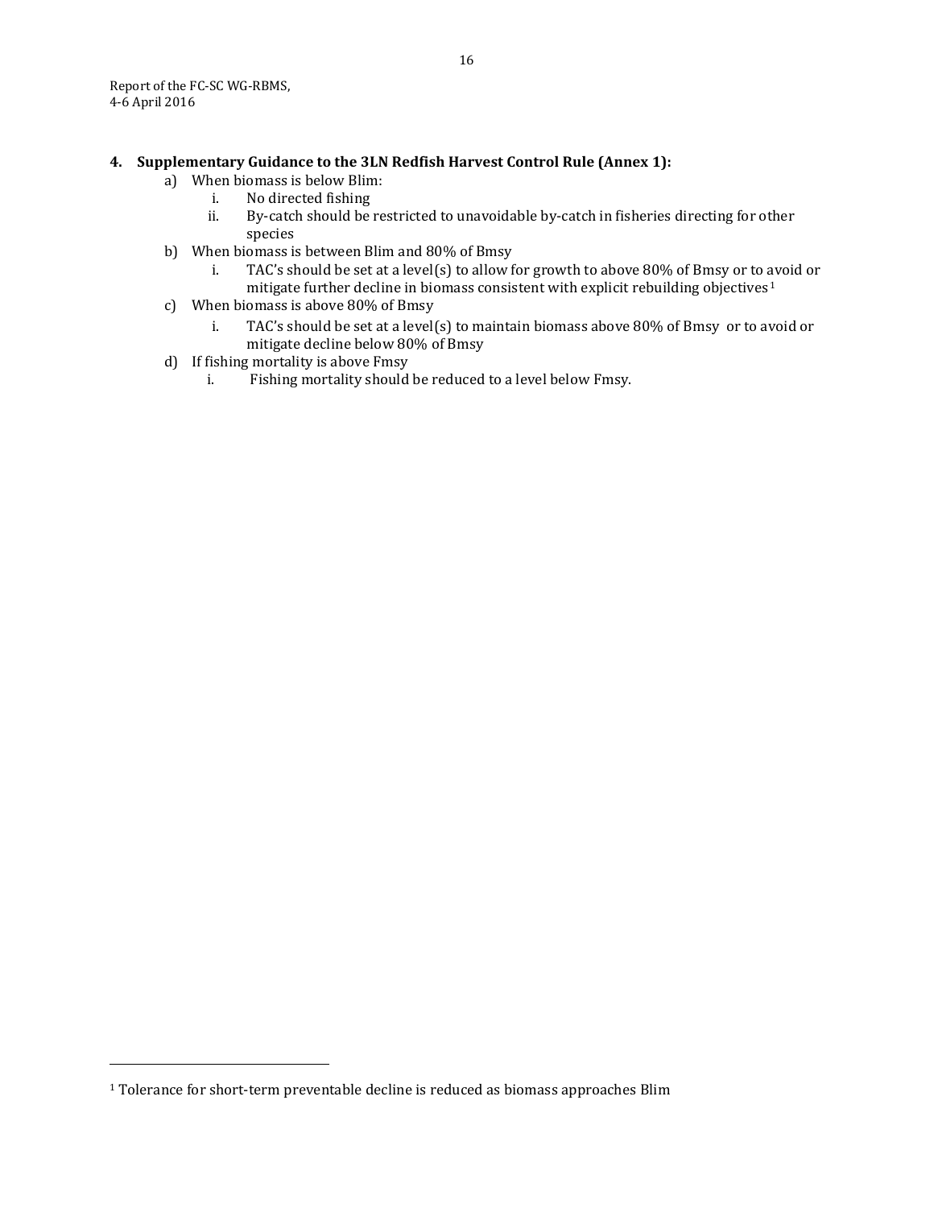**4. Supplementary Guidance to the 3LN Redfish Harvest Control Rule (Annex 1):**

a) When biomass is below Blim:
   i. No directed fishing
   ii. By-catch should be restricted to unavoidable by-catch in fisheries directing for other species
b) When biomass is between Blim and 80% of Bmsy
   i. TAC's should be set at a level(s) to allow for growth to above 80% of Bmsy or to avoid or mitigate further decline in biomass consistent with explicit rebuilding objectives[1]
c) When biomass is above 80% of Bmsy
   i. TAC's should be set at a level(s) to maintain biomass above 80% of Bmsy or to avoid or mitigate decline below 80% of Bmsy
d) If fishing mortality is above Fmsy
   i. Fishing mortality should be reduced to a level below Fmsy.

---

[1] Tolerance for short-term preventable decline is reduced as biomass approaches Blim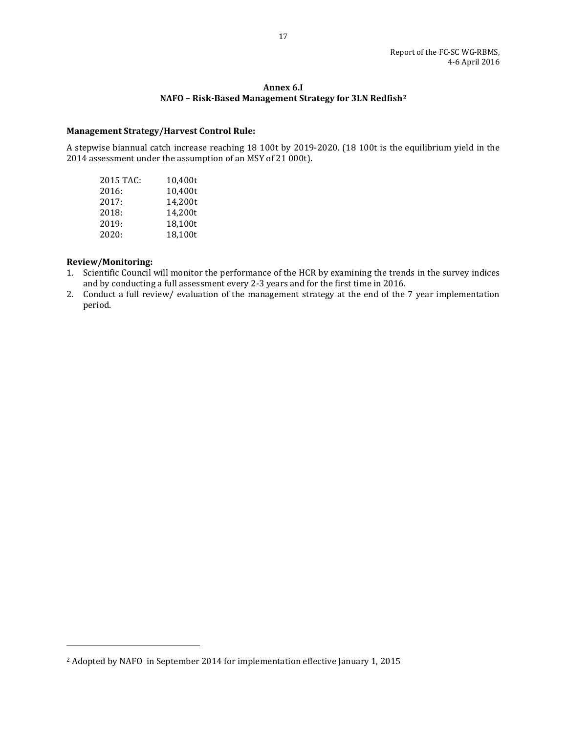**Annex 6.I**
**NAFO – Risk-Based Management Strategy for 3LN Redfish[2]**

**Management Strategy/Harvest Control Rule:**

A stepwise biannual catch increase reaching 18 100t by 2019-2020. (18 100t is the equilibrium yield in the 2014 assessment under the assumption of an MSY of 21 000t).

| | |
|---|---|
| 2015 TAC: | 10,400t |
| 2016: | 10,400t |
| 2017: | 14,200t |
| 2018: | 14,200t |
| 2019: | 18,100t |
| 2020: | 18,100t |

**Review/Monitoring:**

1. Scientific Council will monitor the performance of the HCR by examining the trends in the survey indices and by conducting a full assessment every 2-3 years and for the first time in 2016.
2. Conduct a full review/ evaluation of the management strategy at the end of the 7 year implementation period.

---

[2] Adopted by NAFO in September 2014 for implementation effective January 1, 2015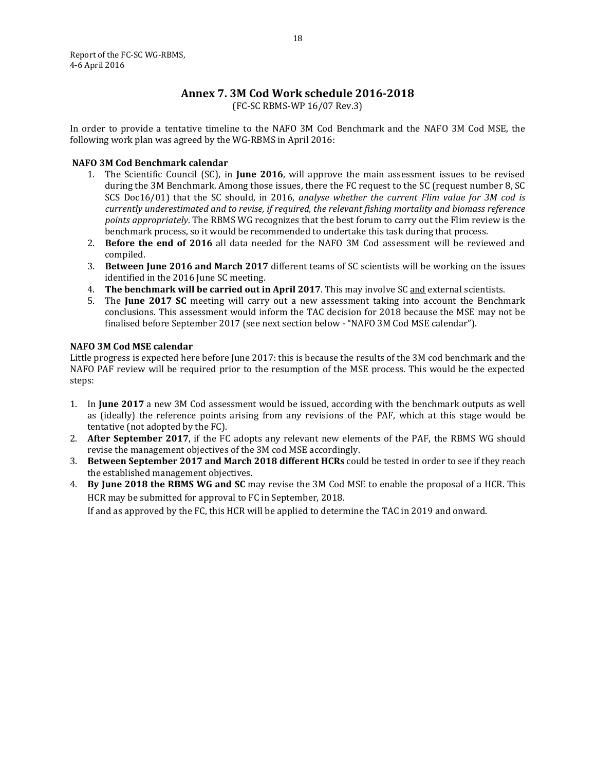## Annex 7. 3M Cod Work schedule 2016-2018

(FC-SC RBMS-WP 16/07 Rev.3)

In order to provide a tentative timeline to the NAFO 3M Cod Benchmark and the NAFO 3M Cod MSE, the following work plan was agreed by the WG-RBMS in April 2016:

**NAFO 3M Cod Benchmark calendar**

1. The Scientific Council (SC), in **June 2016**, will approve the main assessment issues to be revised during the 3M Benchmark. Among those issues, there the FC request to the SC (request number 8, SC SCS Doc16/01) that the SC should, in 2016, *analyse whether the current Flim value for 3M cod is currently underestimated and to revise, if required, the relevant fishing mortality and biomass reference points appropriately*. The RBMS WG recognizes that the best forum to carry out the Flim review is the benchmark process, so it would be recommended to undertake this task during that process.
2. **Before the end of 2016** all data needed for the NAFO 3M Cod assessment will be reviewed and compiled.
3. **Between June 2016 and March 2017** different teams of SC scientists will be working on the issues identified in the 2016 June SC meeting.
4. **The benchmark will be carried out in April 2017**. This may involve SC and external scientists.
5. The **June 2017 SC** meeting will carry out a new assessment taking into account the Benchmark conclusions. This assessment would inform the TAC decision for 2018 because the MSE may not be finalised before September 2017 (see next section below - "NAFO 3M Cod MSE calendar").

**NAFO 3M Cod MSE calendar**

Little progress is expected here before June 2017: this is because the results of the 3M cod benchmark and the NAFO PAF review will be required prior to the resumption of the MSE process. This would be the expected steps:

1. In **June 2017** a new 3M Cod assessment would be issued, according with the benchmark outputs as well as (ideally) the reference points arising from any revisions of the PAF, which at this stage would be tentative (not adopted by the FC).
2. **After September 2017**, if the FC adopts any relevant new elements of the PAF, the RBMS WG should revise the management objectives of the 3M cod MSE accordingly.
3. **Between September 2017 and March 2018 different HCRs** could be tested in order to see if they reach the established management objectives.
4. **By June 2018 the RBMS WG and SC** may revise the 3M Cod MSE to enable the proposal of a HCR. This HCR may be submitted for approval to FC in September, 2018.

   If and as approved by the FC, this HCR will be applied to determine the TAC in 2019 and onward.